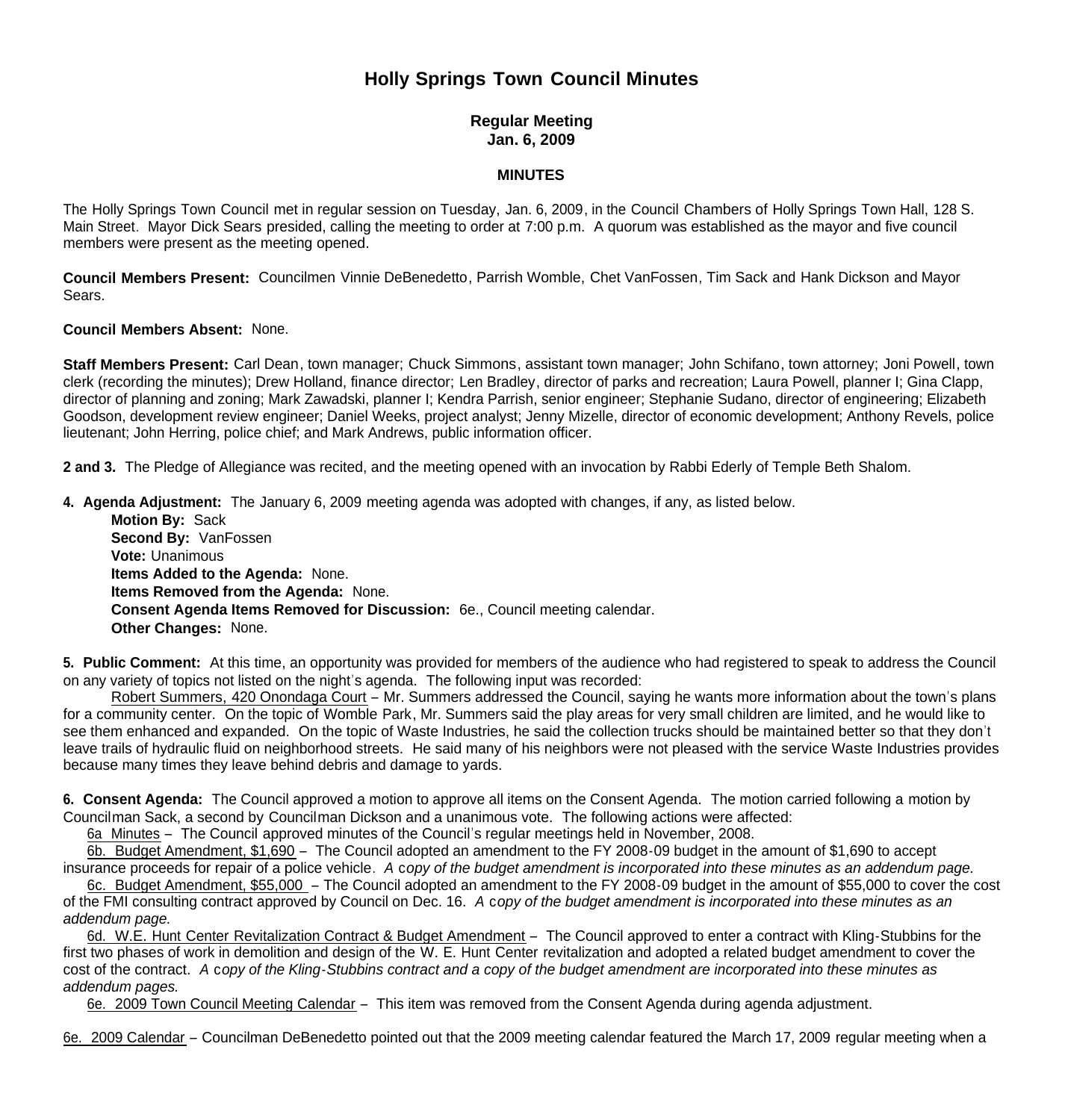# Holly Springs Town Council Minutes

**Regular Meeting**
**Jan. 6, 2009**

**MINUTES**

The Holly Springs Town Council met in regular session on Tuesday, Jan. 6, 2009, in the Council Chambers of Holly Springs Town Hall, 128 S. Main Street. Mayor Dick Sears presided, calling the meeting to order at 7:00 p.m. A quorum was established as the mayor and five council members were present as the meeting opened.

**Council Members Present:** Councilmen Vinnie DeBenedetto, Parrish Womble, Chet VanFossen, Tim Sack and Hank Dickson and Mayor Sears.

**Council Members Absent:** None.

**Staff Members Present:** Carl Dean, town manager; Chuck Simmons, assistant town manager; John Schifano, town attorney; Joni Powell, town clerk (recording the minutes); Drew Holland, finance director; Len Bradley, director of parks and recreation; Laura Powell, planner I; Gina Clapp, director of planning and zoning; Mark Zawadski, planner I; Kendra Parrish, senior engineer; Stephanie Sudano, director of engineering; Elizabeth Goodson, development review engineer; Daniel Weeks, project analyst; Jenny Mizelle, director of economic development; Anthony Revels, police lieutenant; John Herring, police chief; and Mark Andrews, public information officer.

**2 and 3.** The Pledge of Allegiance was recited, and the meeting opened with an invocation by Rabbi Ederly of Temple Beth Shalom.

**4. Agenda Adjustment:** The January 6, 2009 meeting agenda was adopted with changes, if any, as listed below.

**Motion By:** Sack
**Second By:** VanFossen
**Vote:** Unanimous
**Items Added to the Agenda:** None.
**Items Removed from the Agenda:** None.
**Consent Agenda Items Removed for Discussion:** 6e., Council meeting calendar.
**Other Changes:** None.

**5. Public Comment:** At this time, an opportunity was provided for members of the audience who had registered to speak to address the Council on any variety of topics not listed on the night's agenda. The following input was recorded:

Robert Summers, 420 Onondaga Court – Mr. Summers addressed the Council, saying he wants more information about the town's plans for a community center. On the topic of Womble Park, Mr. Summers said the play areas for very small children are limited, and he would like to see them enhanced and expanded. On the topic of Waste Industries, he said the collection trucks should be maintained better so that they don't leave trails of hydraulic fluid on neighborhood streets. He said many of his neighbors were not pleased with the service Waste Industries provides because many times they leave behind debris and damage to yards.

**6. Consent Agenda:** The Council approved a motion to approve all items on the Consent Agenda. The motion carried following a motion by Councilman Sack, a second by Councilman Dickson and a unanimous vote. The following actions were affected:

6a Minutes – The Council approved minutes of the Council's regular meetings held in November, 2008.

6b. Budget Amendment, $1,690 – The Council adopted an amendment to the FY 2008-09 budget in the amount of $1,690 to accept insurance proceeds for repair of a police vehicle. *A copy of the budget amendment is incorporated into these minutes as an addendum page.*

6c. Budget Amendment, $55,000 – The Council adopted an amendment to the FY 2008-09 budget in the amount of $55,000 to cover the cost of the FMI consulting contract approved by Council on Dec. 16. *A copy of the budget amendment is incorporated into these minutes as an addendum page.*

6d. W.E. Hunt Center Revitalization Contract & Budget Amendment – The Council approved to enter a contract with Kling-Stubbins for the first two phases of work in demolition and design of the W. E. Hunt Center revitalization and adopted a related budget amendment to cover the cost of the contract. *A copy of the Kling-Stubbins contract and a copy of the budget amendment are incorporated into these minutes as addendum pages.*

6e. 2009 Town Council Meeting Calendar – This item was removed from the Consent Agenda during agenda adjustment.

6e. 2009 Calendar – Councilman DeBenedetto pointed out that the 2009 meeting calendar featured the March 17, 2009 regular meeting when a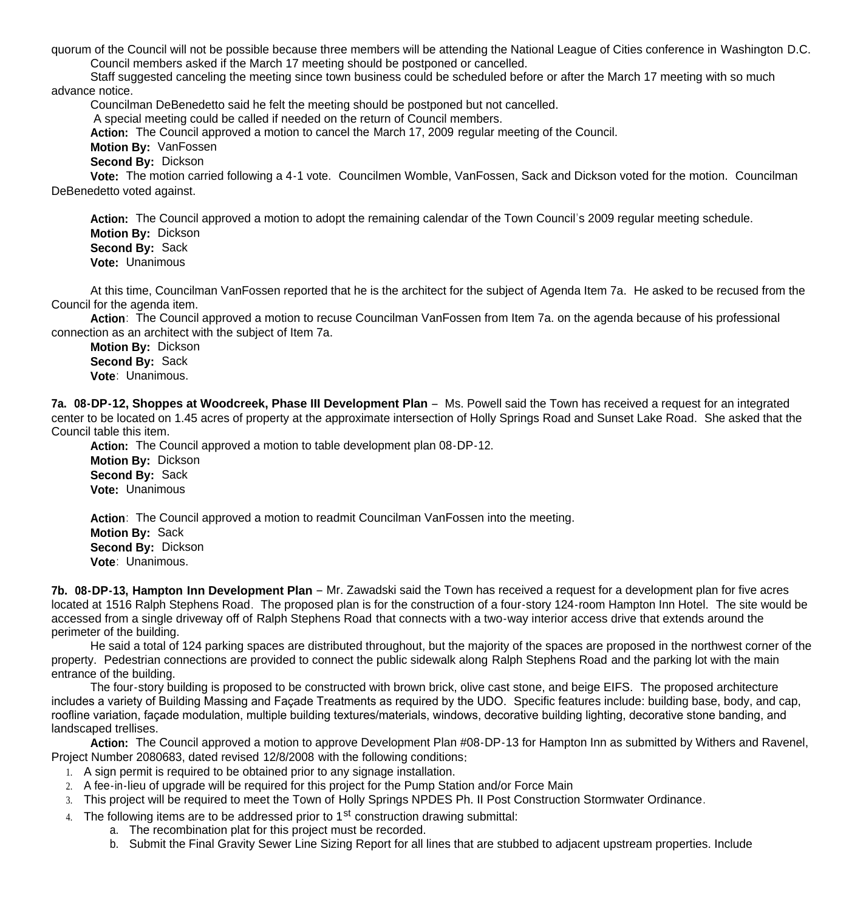quorum of the Council will not be possible because three members will be attending the National League of Cities conference in Washington D.C.

Council members asked if the March 17 meeting should be postponed or cancelled.

Staff suggested canceling the meeting since town business could be scheduled before or after the March 17 meeting with so much advance notice.

Councilman DeBenedetto said he felt the meeting should be postponed but not cancelled.

A special meeting could be called if needed on the return of Council members.

**Action:** The Council approved a motion to cancel the March 17, 2009 regular meeting of the Council.

**Motion By:** VanFossen

**Second By:** Dickson

**Vote:** The motion carried following a 4-1 vote. Councilmen Womble, VanFossen, Sack and Dickson voted for the motion. Councilman DeBenedetto voted against.

**Action:** The Council approved a motion to adopt the remaining calendar of the Town Council's 2009 regular meeting schedule.

**Motion By:** Dickson

**Second By:** Sack

**Vote:** Unanimous

At this time, Councilman VanFossen reported that he is the architect for the subject of Agenda Item 7a. He asked to be recused from the Council for the agenda item.

**Action**: The Council approved a motion to recuse Councilman VanFossen from Item 7a. on the agenda because of his professional connection as an architect with the subject of Item 7a.

**Motion By:** Dickson

**Second By:** Sack

**Vote**: Unanimous.

**7a. 08-DP-12, Shoppes at Woodcreek, Phase III Development Plan** – Ms. Powell said the Town has received a request for an integrated center to be located on 1.45 acres of property at the approximate intersection of Holly Springs Road and Sunset Lake Road. She asked that the Council table this item.

**Action:** The Council approved a motion to table development plan 08-DP-12.

**Motion By:** Dickson

**Second By:** Sack

**Vote:** Unanimous

**Action**: The Council approved a motion to readmit Councilman VanFossen into the meeting.

**Motion By:** Sack

**Second By:** Dickson

**Vote**: Unanimous.

**7b. 08-DP-13, Hampton Inn Development Plan** – Mr. Zawadski said the Town has received a request for a development plan for five acres located at 1516 Ralph Stephens Road. The proposed plan is for the construction of a four-story 124-room Hampton Inn Hotel. The site would be accessed from a single driveway off of Ralph Stephens Road that connects with a two-way interior access drive that extends around the perimeter of the building.

He said a total of 124 parking spaces are distributed throughout, but the majority of the spaces are proposed in the northwest corner of the property. Pedestrian connections are provided to connect the public sidewalk along Ralph Stephens Road and the parking lot with the main entrance of the building.

The four-story building is proposed to be constructed with brown brick, olive cast stone, and beige EIFS. The proposed architecture includes a variety of Building Massing and Façade Treatments as required by the UDO. Specific features include: building base, body, and cap, roofline variation, façade modulation, multiple building textures/materials, windows, decorative building lighting, decorative stone banding, and landscaped trellises.

**Action:** The Council approved a motion to approve Development Plan #08-DP-13 for Hampton Inn as submitted by Withers and Ravenel, Project Number 2080683, dated revised 12/8/2008 with the following conditions:

1. A sign permit is required to be obtained prior to any signage installation.
2. A fee-in-lieu of upgrade will be required for this project for the Pump Station and/or Force Main
3. This project will be required to meet the Town of Holly Springs NPDES Ph. II Post Construction Stormwater Ordinance.
4. The following items are to be addressed prior to 1st construction drawing submittal:
   a. The recombination plat for this project must be recorded.
   b. Submit the Final Gravity Sewer Line Sizing Report for all lines that are stubbed to adjacent upstream properties. Include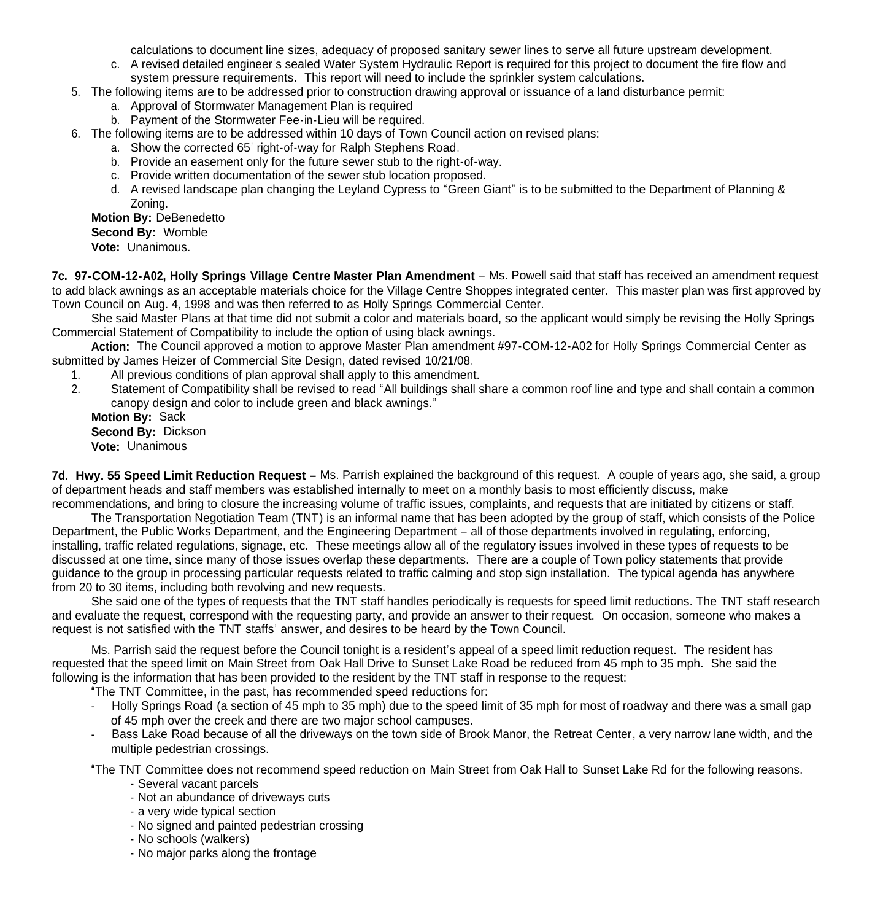calculations to document line sizes, adequacy of proposed sanitary sewer lines to serve all future upstream development.

   c. A revised detailed engineer's sealed Water System Hydraulic Report is required for this project to document the fire flow and system pressure requirements. This report will need to include the sprinkler system calculations.

5. The following items are to be addressed prior to construction drawing approval or issuance of a land disturbance permit:
   a. Approval of Stormwater Management Plan is required
   b. Payment of the Stormwater Fee-in-Lieu will be required.
6. The following items are to be addressed within 10 days of Town Council action on revised plans:
   a. Show the corrected 65' right-of-way for Ralph Stephens Road.
   b. Provide an easement only for the future sewer stub to the right-of-way.
   c. Provide written documentation of the sewer stub location proposed.
   d. A revised landscape plan changing the Leyland Cypress to "Green Giant" is to be submitted to the Department of Planning & Zoning.

**Motion By:** DeBenedetto
**Second By:** Womble
**Vote:** Unanimous.

**7c. 97-COM-12-A02, Holly Springs Village Centre Master Plan Amendment** – Ms. Powell said that staff has received an amendment request to add black awnings as an acceptable materials choice for the Village Centre Shoppes integrated center. This master plan was first approved by Town Council on Aug. 4, 1998 and was then referred to as Holly Springs Commercial Center.

She said Master Plans at that time did not submit a color and materials board, so the applicant would simply be revising the Holly Springs Commercial Statement of Compatibility to include the option of using black awnings.

**Action:** The Council approved a motion to approve Master Plan amendment #97-COM-12-A02 for Holly Springs Commercial Center as submitted by James Heizer of Commercial Site Design, dated revised 10/21/08.

1. All previous conditions of plan approval shall apply to this amendment.
2. Statement of Compatibility shall be revised to read "All buildings shall share a common roof line and type and shall contain a common canopy design and color to include green and black awnings."

**Motion By:** Sack
**Second By:** Dickson
**Vote:** Unanimous

**7d. Hwy. 55 Speed Limit Reduction Request –** Ms. Parrish explained the background of this request. A couple of years ago, she said, a group of department heads and staff members was established internally to meet on a monthly basis to most efficiently discuss, make recommendations, and bring to closure the increasing volume of traffic issues, complaints, and requests that are initiated by citizens or staff.

The Transportation Negotiation Team (TNT) is an informal name that has been adopted by the group of staff, which consists of the Police Department, the Public Works Department, and the Engineering Department – all of those departments involved in regulating, enforcing, installing, traffic related regulations, signage, etc. These meetings allow all of the regulatory issues involved in these types of requests to be discussed at one time, since many of those issues overlap these departments. There are a couple of Town policy statements that provide guidance to the group in processing particular requests related to traffic calming and stop sign installation. The typical agenda has anywhere from 20 to 30 items, including both revolving and new requests.

She said one of the types of requests that the TNT staff handles periodically is requests for speed limit reductions. The TNT staff research and evaluate the request, correspond with the requesting party, and provide an answer to their request. On occasion, someone who makes a request is not satisfied with the TNT staffs' answer, and desires to be heard by the Town Council.

Ms. Parrish said the request before the Council tonight is a resident's appeal of a speed limit reduction request. The resident has requested that the speed limit on Main Street from Oak Hall Drive to Sunset Lake Road be reduced from 45 mph to 35 mph. She said the following is the information that has been provided to the resident by the TNT staff in response to the request:

"The TNT Committee, in the past, has recommended speed reductions for:

- Holly Springs Road (a section of 45 mph to 35 mph) due to the speed limit of 35 mph for most of roadway and there was a small gap of 45 mph over the creek and there are two major school campuses.
- Bass Lake Road because of all the driveways on the town side of Brook Manor, the Retreat Center, a very narrow lane width, and the multiple pedestrian crossings.

"The TNT Committee does not recommend speed reduction on Main Street from Oak Hall to Sunset Lake Rd for the following reasons.

- Several vacant parcels
- Not an abundance of driveways cuts
- a very wide typical section
- No signed and painted pedestrian crossing
- No schools (walkers)
- No major parks along the frontage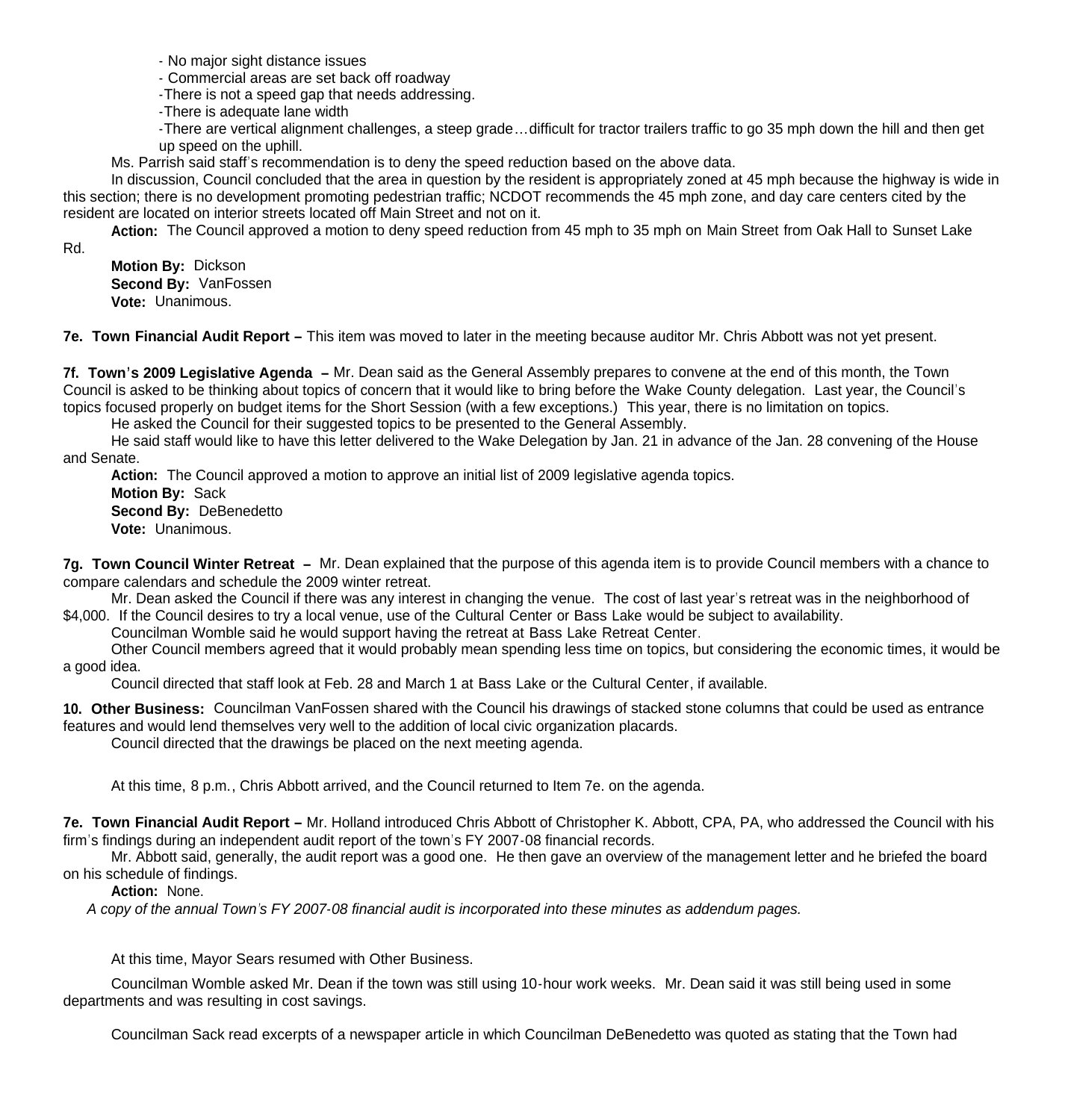- No major sight distance issues
- Commercial areas are set back off roadway
- There is not a speed gap that needs addressing.
- There is adequate lane width
- There are vertical alignment challenges, a steep grade…difficult for tractor trailers traffic to go 35 mph down the hill and then get up speed on the uphill.

Ms. Parrish said staff's recommendation is to deny the speed reduction based on the above data.

In discussion, Council concluded that the area in question by the resident is appropriately zoned at 45 mph because the highway is wide in this section; there is no development promoting pedestrian traffic; NCDOT recommends the 45 mph zone, and day care centers cited by the resident are located on interior streets located off Main Street and not on it.

**Action:** The Council approved a motion to deny speed reduction from 45 mph to 35 mph on Main Street from Oak Hall to Sunset Lake Rd.

**Motion By:** Dickson
**Second By:** VanFossen
**Vote:** Unanimous.

**7e. Town Financial Audit Report –** This item was moved to later in the meeting because auditor Mr. Chris Abbott was not yet present.

**7f. Town's 2009 Legislative Agenda –** Mr. Dean said as the General Assembly prepares to convene at the end of this month, the Town Council is asked to be thinking about topics of concern that it would like to bring before the Wake County delegation. Last year, the Council's topics focused properly on budget items for the Short Session (with a few exceptions.) This year, there is no limitation on topics.

He asked the Council for their suggested topics to be presented to the General Assembly.

He said staff would like to have this letter delivered to the Wake Delegation by Jan. 21 in advance of the Jan. 28 convening of the House and Senate.

**Action:** The Council approved a motion to approve an initial list of 2009 legislative agenda topics.

**Motion By:** Sack
**Second By:** DeBenedetto
**Vote:** Unanimous.

**7g. Town Council Winter Retreat –** Mr. Dean explained that the purpose of this agenda item is to provide Council members with a chance to compare calendars and schedule the 2009 winter retreat.

Mr. Dean asked the Council if there was any interest in changing the venue. The cost of last year's retreat was in the neighborhood of $4,000. If the Council desires to try a local venue, use of the Cultural Center or Bass Lake would be subject to availability.

Councilman Womble said he would support having the retreat at Bass Lake Retreat Center.

Other Council members agreed that it would probably mean spending less time on topics, but considering the economic times, it would be a good idea.

Council directed that staff look at Feb. 28 and March 1 at Bass Lake or the Cultural Center, if available.

**10. Other Business:** Councilman VanFossen shared with the Council his drawings of stacked stone columns that could be used as entrance features and would lend themselves very well to the addition of local civic organization placards.

Council directed that the drawings be placed on the next meeting agenda.

At this time, 8 p.m., Chris Abbott arrived, and the Council returned to Item 7e. on the agenda.

**7e. Town Financial Audit Report –** Mr. Holland introduced Chris Abbott of Christopher K. Abbott, CPA, PA, who addressed the Council with his firm's findings during an independent audit report of the town's FY 2007-08 financial records.

Mr. Abbott said, generally, the audit report was a good one. He then gave an overview of the management letter and he briefed the board on his schedule of findings.

**Action:** None.

*A copy of the annual Town's FY 2007-08 financial audit is incorporated into these minutes as addendum pages.*

At this time, Mayor Sears resumed with Other Business.

Councilman Womble asked Mr. Dean if the town was still using 10-hour work weeks. Mr. Dean said it was still being used in some departments and was resulting in cost savings.

Councilman Sack read excerpts of a newspaper article in which Councilman DeBenedetto was quoted as stating that the Town had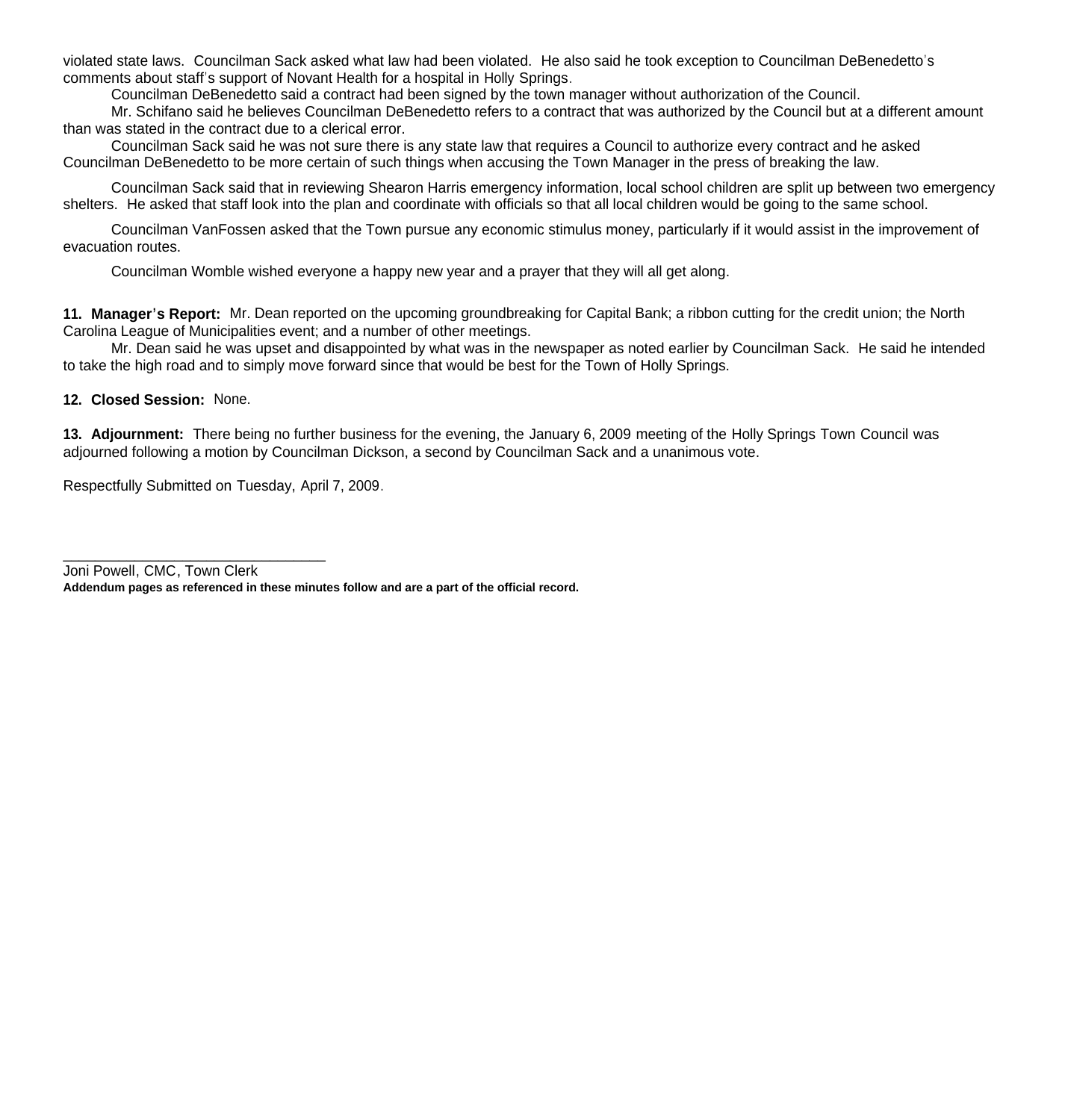violated state laws. Councilman Sack asked what law had been violated. He also said he took exception to Councilman DeBenedetto's comments about staff's support of Novant Health for a hospital in Holly Springs.

Councilman DeBenedetto said a contract had been signed by the town manager without authorization of the Council.

Mr. Schifano said he believes Councilman DeBenedetto refers to a contract that was authorized by the Council but at a different amount than was stated in the contract due to a clerical error.

Councilman Sack said he was not sure there is any state law that requires a Council to authorize every contract and he asked Councilman DeBenedetto to be more certain of such things when accusing the Town Manager in the press of breaking the law.

Councilman Sack said that in reviewing Shearon Harris emergency information, local school children are split up between two emergency shelters. He asked that staff look into the plan and coordinate with officials so that all local children would be going to the same school.

Councilman VanFossen asked that the Town pursue any economic stimulus money, particularly if it would assist in the improvement of evacuation routes.

Councilman Womble wished everyone a happy new year and a prayer that they will all get along.

**11. Manager's Report:** Mr. Dean reported on the upcoming groundbreaking for Capital Bank; a ribbon cutting for the credit union; the North Carolina League of Municipalities event; and a number of other meetings.

Mr. Dean said he was upset and disappointed by what was in the newspaper as noted earlier by Councilman Sack. He said he intended to take the high road and to simply move forward since that would be best for the Town of Holly Springs.

**12. Closed Session:** None.

**13. Adjournment:** There being no further business for the evening, the January 6, 2009 meeting of the Holly Springs Town Council was adjourned following a motion by Councilman Dickson, a second by Councilman Sack and a unanimous vote.

Respectfully Submitted on Tuesday, April 7, 2009.

\_\_\_\_\_\_\_\_\_\_\_\_\_\_\_\_\_\_\_\_\_\_\_\_\_\_\_\_\_\_\_\_

Joni Powell, CMC, Town Clerk

**Addendum pages as referenced in these minutes follow and are a part of the official record.**